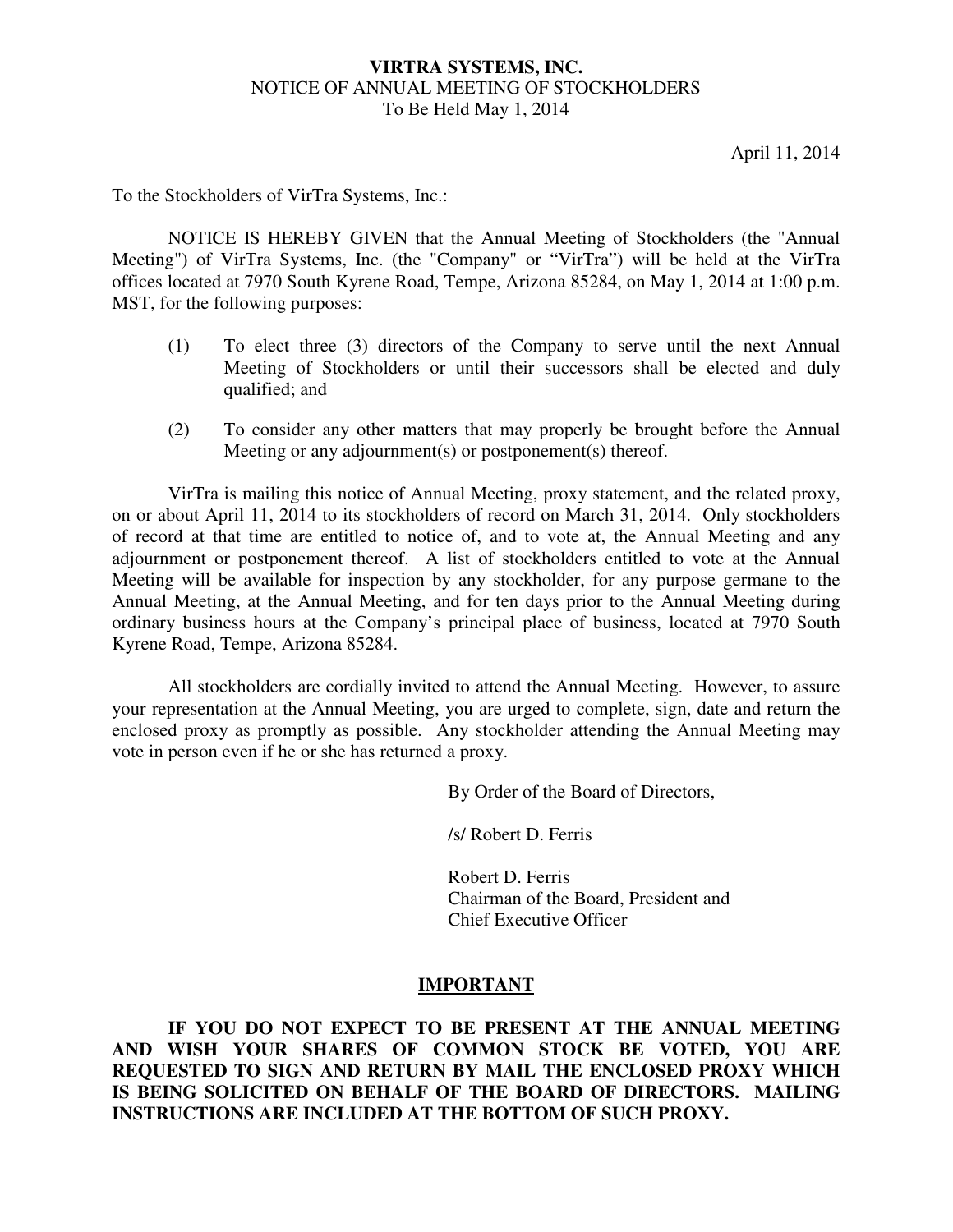# VIRTRA SYSTEMS, INC.

NOTICE OF ANNUAL MEETING OF STOCKHOLDERS

To Be Held May 1, 2014

April 11, 2014

To the Stockholders of VirTra Systems, Inc.:

NOTICE IS HEREBY GIVEN that the Annual Meeting of Stockholders (the "Annual Meeting") of VirTra Systems, Inc. (the "Company" or "VirTra") will be held at the VirTra offices located at 7970 South Kyrene Road, Tempe, Arizona 85284, on May 1, 2014 at 1:00 p.m. MST, for the following purposes:

(1) To elect three (3) directors of the Company to serve until the next Annual Meeting of Stockholders or until their successors shall be elected and duly qualified; and

(2) To consider any other matters that may properly be brought before the Annual Meeting or any adjournment(s) or postponement(s) thereof.

VirTra is mailing this notice of Annual Meeting, proxy statement, and the related proxy, on or about April 11, 2014 to its stockholders of record on March 31, 2014. Only stockholders of record at that time are entitled to notice of, and to vote at, the Annual Meeting and any adjournment or postponement thereof. A list of stockholders entitled to vote at the Annual Meeting will be available for inspection by any stockholder, for any purpose germane to the Annual Meeting, at the Annual Meeting, and for ten days prior to the Annual Meeting during ordinary business hours at the Company's principal place of business, located at 7970 South Kyrene Road, Tempe, Arizona 85284.

All stockholders are cordially invited to attend the Annual Meeting. However, to assure your representation at the Annual Meeting, you are urged to complete, sign, date and return the enclosed proxy as promptly as possible. Any stockholder attending the Annual Meeting may vote in person even if he or she has returned a proxy.

By Order of the Board of Directors,

/s/ Robert D. Ferris

Robert D. Ferris
Chairman of the Board, President and
Chief Executive Officer

## IMPORTANT

**IF YOU DO NOT EXPECT TO BE PRESENT AT THE ANNUAL MEETING AND WISH YOUR SHARES OF COMMON STOCK BE VOTED, YOU ARE REQUESTED TO SIGN AND RETURN BY MAIL THE ENCLOSED PROXY WHICH IS BEING SOLICITED ON BEHALF OF THE BOARD OF DIRECTORS. MAILING INSTRUCTIONS ARE INCLUDED AT THE BOTTOM OF SUCH PROXY.**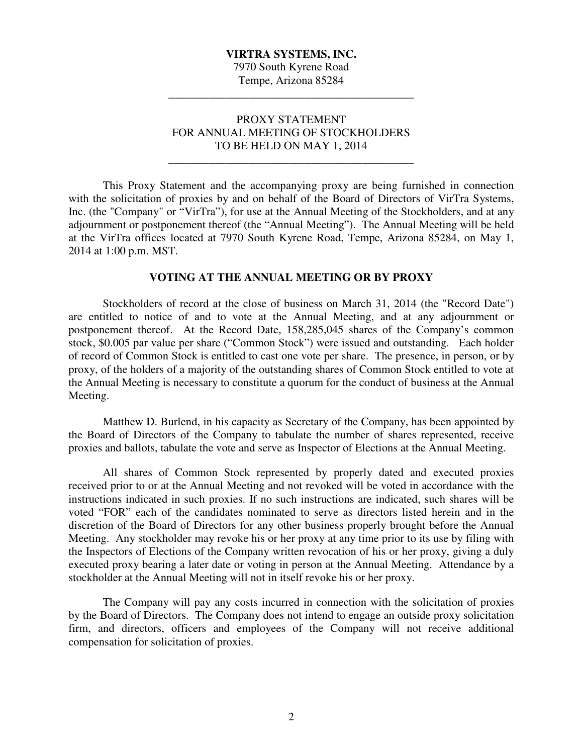**VIRTRA SYSTEMS, INC.**
7970 South Kyrene Road
Tempe, Arizona 85284

---

PROXY STATEMENT
FOR ANNUAL MEETING OF STOCKHOLDERS
TO BE HELD ON MAY 1, 2014

---

This Proxy Statement and the accompanying proxy are being furnished in connection with the solicitation of proxies by and on behalf of the Board of Directors of VirTra Systems, Inc. (the "Company" or "VirTra"), for use at the Annual Meeting of the Stockholders, and at any adjournment or postponement thereof (the "Annual Meeting"). The Annual Meeting will be held at the VirTra offices located at 7970 South Kyrene Road, Tempe, Arizona 85284, on May 1, 2014 at 1:00 p.m. MST.

## VOTING AT THE ANNUAL MEETING OR BY PROXY

Stockholders of record at the close of business on March 31, 2014 (the "Record Date") are entitled to notice of and to vote at the Annual Meeting, and at any adjournment or postponement thereof. At the Record Date, 158,285,045 shares of the Company's common stock, $0.005 par value per share ("Common Stock") were issued and outstanding. Each holder of record of Common Stock is entitled to cast one vote per share. The presence, in person, or by proxy, of the holders of a majority of the outstanding shares of Common Stock entitled to vote at the Annual Meeting is necessary to constitute a quorum for the conduct of business at the Annual Meeting.

Matthew D. Burlend, in his capacity as Secretary of the Company, has been appointed by the Board of Directors of the Company to tabulate the number of shares represented, receive proxies and ballots, tabulate the vote and serve as Inspector of Elections at the Annual Meeting.

All shares of Common Stock represented by properly dated and executed proxies received prior to or at the Annual Meeting and not revoked will be voted in accordance with the instructions indicated in such proxies. If no such instructions are indicated, such shares will be voted "FOR" each of the candidates nominated to serve as directors listed herein and in the discretion of the Board of Directors for any other business properly brought before the Annual Meeting. Any stockholder may revoke his or her proxy at any time prior to its use by filing with the Inspectors of Elections of the Company written revocation of his or her proxy, giving a duly executed proxy bearing a later date or voting in person at the Annual Meeting. Attendance by a stockholder at the Annual Meeting will not in itself revoke his or her proxy.

The Company will pay any costs incurred in connection with the solicitation of proxies by the Board of Directors. The Company does not intend to engage an outside proxy solicitation firm, and directors, officers and employees of the Company will not receive additional compensation for solicitation of proxies.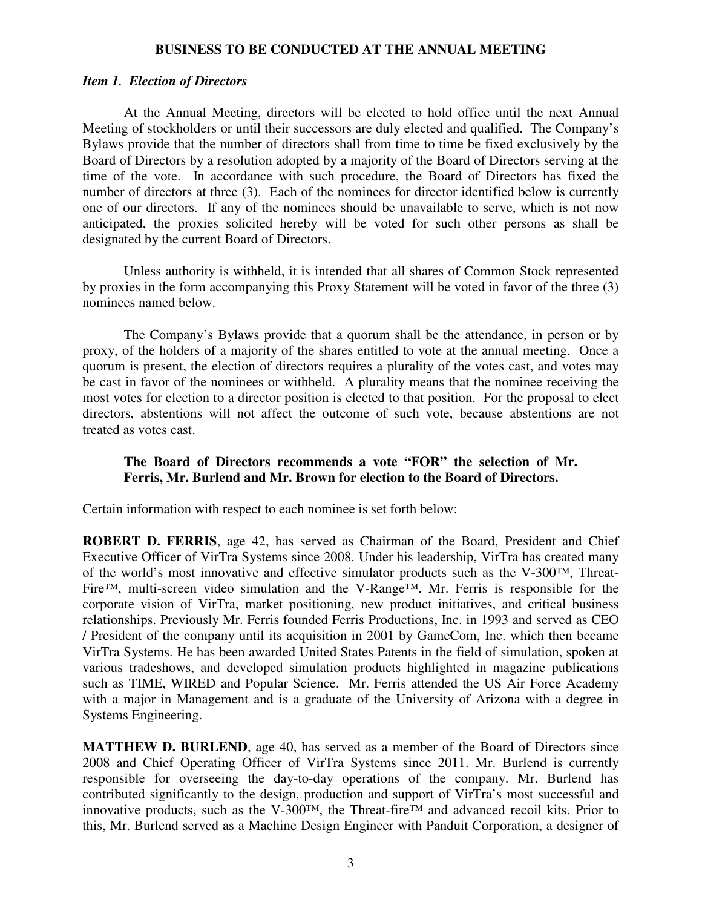## BUSINESS TO BE CONDUCTED AT THE ANNUAL MEETING

### *Item 1. Election of Directors*

At the Annual Meeting, directors will be elected to hold office until the next Annual Meeting of stockholders or until their successors are duly elected and qualified. The Company's Bylaws provide that the number of directors shall from time to time be fixed exclusively by the Board of Directors by a resolution adopted by a majority of the Board of Directors serving at the time of the vote. In accordance with such procedure, the Board of Directors has fixed the number of directors at three (3). Each of the nominees for director identified below is currently one of our directors. If any of the nominees should be unavailable to serve, which is not now anticipated, the proxies solicited hereby will be voted for such other persons as shall be designated by the current Board of Directors.

Unless authority is withheld, it is intended that all shares of Common Stock represented by proxies in the form accompanying this Proxy Statement will be voted in favor of the three (3) nominees named below.

The Company's Bylaws provide that a quorum shall be the attendance, in person or by proxy, of the holders of a majority of the shares entitled to vote at the annual meeting. Once a quorum is present, the election of directors requires a plurality of the votes cast, and votes may be cast in favor of the nominees or withheld. A plurality means that the nominee receiving the most votes for election to a director position is elected to that position. For the proposal to elect directors, abstentions will not affect the outcome of such vote, because abstentions are not treated as votes cast.

**The Board of Directors recommends a vote "FOR" the selection of Mr. Ferris, Mr. Burlend and Mr. Brown for election to the Board of Directors.**

Certain information with respect to each nominee is set forth below:

**ROBERT D. FERRIS**, age 42, has served as Chairman of the Board, President and Chief Executive Officer of VirTra Systems since 2008. Under his leadership, VirTra has created many of the world's most innovative and effective simulator products such as the V-300™, Threat-Fire™, multi-screen video simulation and the V-Range™. Mr. Ferris is responsible for the corporate vision of VirTra, market positioning, new product initiatives, and critical business relationships. Previously Mr. Ferris founded Ferris Productions, Inc. in 1993 and served as CEO / President of the company until its acquisition in 2001 by GameCom, Inc. which then became VirTra Systems. He has been awarded United States Patents in the field of simulation, spoken at various tradeshows, and developed simulation products highlighted in magazine publications such as TIME, WIRED and Popular Science. Mr. Ferris attended the US Air Force Academy with a major in Management and is a graduate of the University of Arizona with a degree in Systems Engineering.

**MATTHEW D. BURLEND**, age 40, has served as a member of the Board of Directors since 2008 and Chief Operating Officer of VirTra Systems since 2011. Mr. Burlend is currently responsible for overseeing the day-to-day operations of the company. Mr. Burlend has contributed significantly to the design, production and support of VirTra's most successful and innovative products, such as the V-300™, the Threat-fire™ and advanced recoil kits. Prior to this, Mr. Burlend served as a Machine Design Engineer with Panduit Corporation, a designer of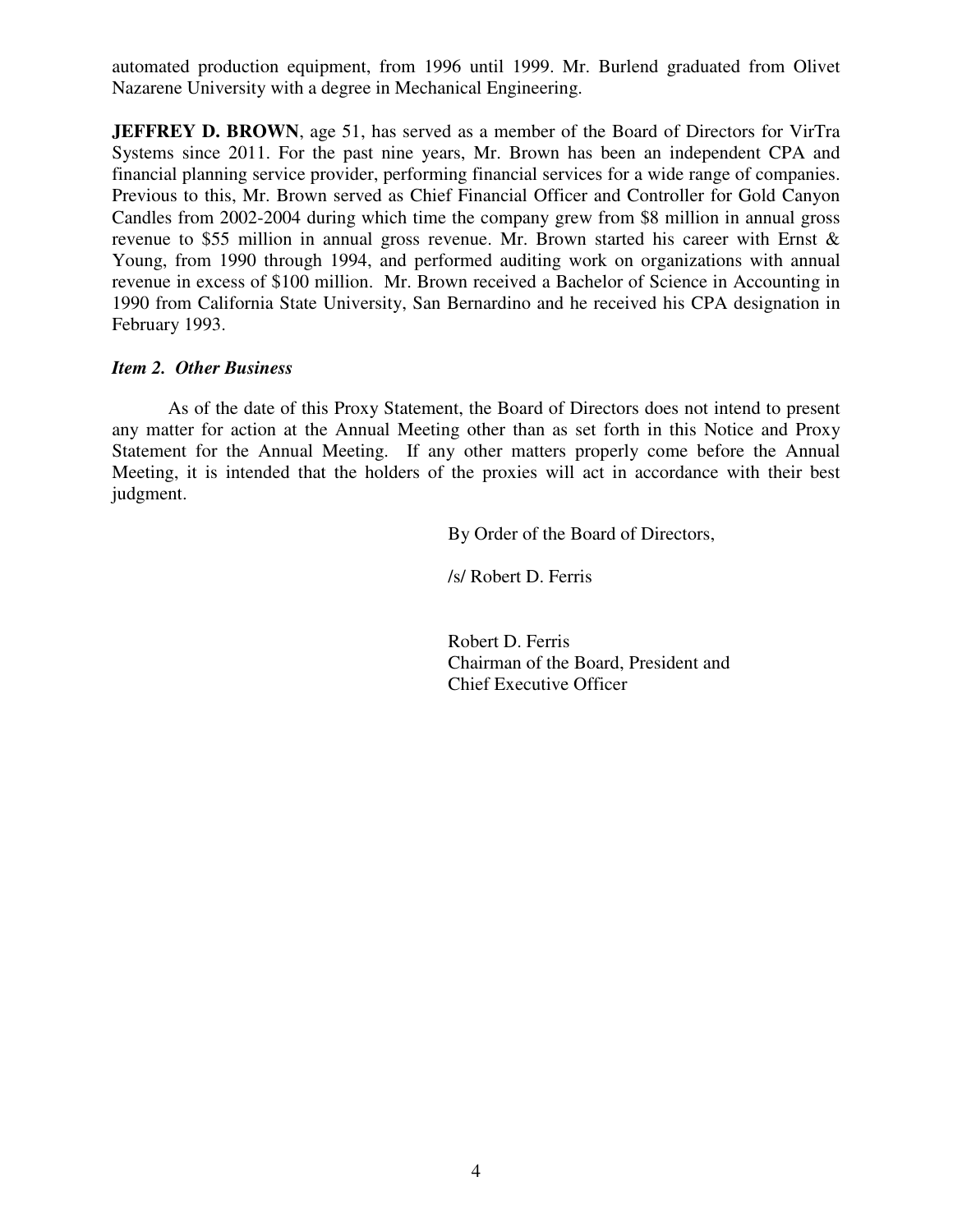automated production equipment, from 1996 until 1999. Mr. Burlend graduated from Olivet Nazarene University with a degree in Mechanical Engineering.

**JEFFREY D. BROWN**, age 51, has served as a member of the Board of Directors for VirTra Systems since 2011. For the past nine years, Mr. Brown has been an independent CPA and financial planning service provider, performing financial services for a wide range of companies. Previous to this, Mr. Brown served as Chief Financial Officer and Controller for Gold Canyon Candles from 2002-2004 during which time the company grew from $8 million in annual gross revenue to $55 million in annual gross revenue. Mr. Brown started his career with Ernst & Young, from 1990 through 1994, and performed auditing work on organizations with annual revenue in excess of $100 million. Mr. Brown received a Bachelor of Science in Accounting in 1990 from California State University, San Bernardino and he received his CPA designation in February 1993.

***Item 2. Other Business***

As of the date of this Proxy Statement, the Board of Directors does not intend to present any matter for action at the Annual Meeting other than as set forth in this Notice and Proxy Statement for the Annual Meeting. If any other matters properly come before the Annual Meeting, it is intended that the holders of the proxies will act in accordance with their best judgment.

By Order of the Board of Directors,

/s/ Robert D. Ferris

Robert D. Ferris
Chairman of the Board, President and
Chief Executive Officer